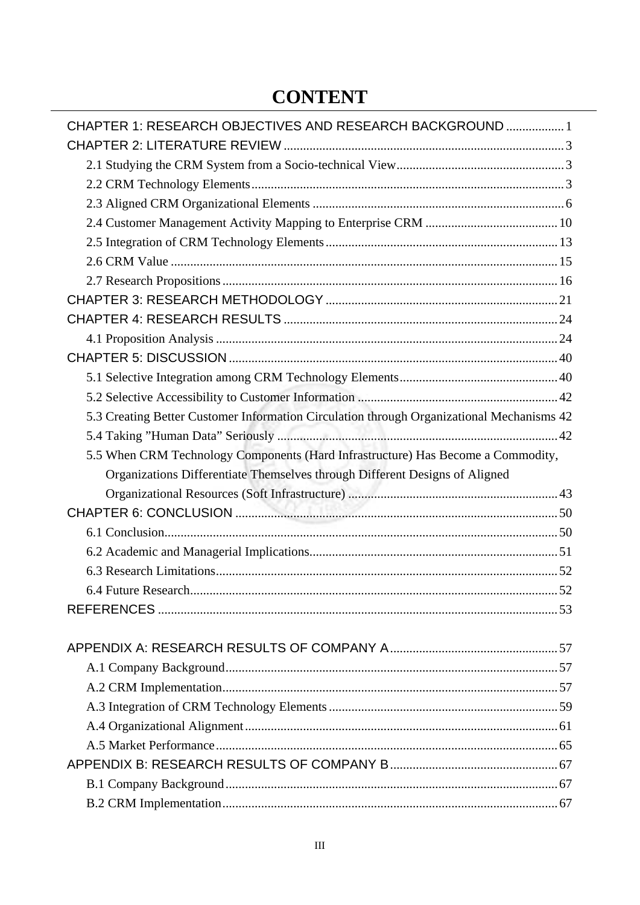# CONTENT

CHAPTER 1: RESEARCH OBJECTIVES AND RESEARCH BACKGROUND .................. 1
CHAPTER 2: LITERATURE REVIEW ...................................................................................... 3
- 2.1 Studying the CRM System from a Socio-technical View .................................................... 3
- 2.2 CRM Technology Elements ................................................................................................ 3
- 2.3 Aligned CRM Organizational Elements ............................................................................. 6
- 2.4 Customer Management Activity Mapping to Enterprise CRM ......................................... 10
- 2.5 Integration of CRM Technology Elements ....................................................................... 13
- 2.6 CRM Value ....................................................................................................................... 15
- 2.7 Research Propositions ....................................................................................................... 16

CHAPTER 3: RESEARCH METHODOLOGY ........................................................................ 21
CHAPTER 4: RESEARCH RESULTS .................................................................................... 24
- 4.1 Proposition Analysis ......................................................................................................... 24

CHAPTER 5: DISCUSSION ..................................................................................................... 40
- 5.1 Selective Integration among CRM Technology Elements ................................................. 40
- 5.2 Selective Accessibility to Customer Information ............................................................. 42
- 5.3 Creating Better Customer Information Circulation through Organizational Mechanisms 42
- 5.4 Taking "Human Data" Seriously ....................................................................................... 42
- 5.5 When CRM Technology Components (Hard Infrastructure) Has Become a Commodity, Organizations Differentiate Themselves through Different Designs of Aligned Organizational Resources (Soft Infrastructure) ................................................................. 43

CHAPTER 6: CONCLUSION ................................................................................................... 50
- 6.1 Conclusion ......................................................................................................................... 50
- 6.2 Academic and Managerial Implications ............................................................................ 51
- 6.3 Research Limitations ......................................................................................................... 52
- 6.4 Future Research ................................................................................................................. 52

REFERENCES .......................................................................................................................... 53

APPENDIX A: RESEARCH RESULTS OF COMPANY A .................................................... 57
- A.1 Company Background ...................................................................................................... 57
- A.2 CRM Implementation ....................................................................................................... 57
- A.3 Integration of CRM Technology Elements ...................................................................... 59
- A.4 Organizational Alignment ................................................................................................ 61
- A.5 Market Performance ......................................................................................................... 65

APPENDIX B: RESEARCH RESULTS OF COMPANY B .................................................... 67
- B.1 Company Background ...................................................................................................... 67
- B.2 CRM Implementation ....................................................................................................... 67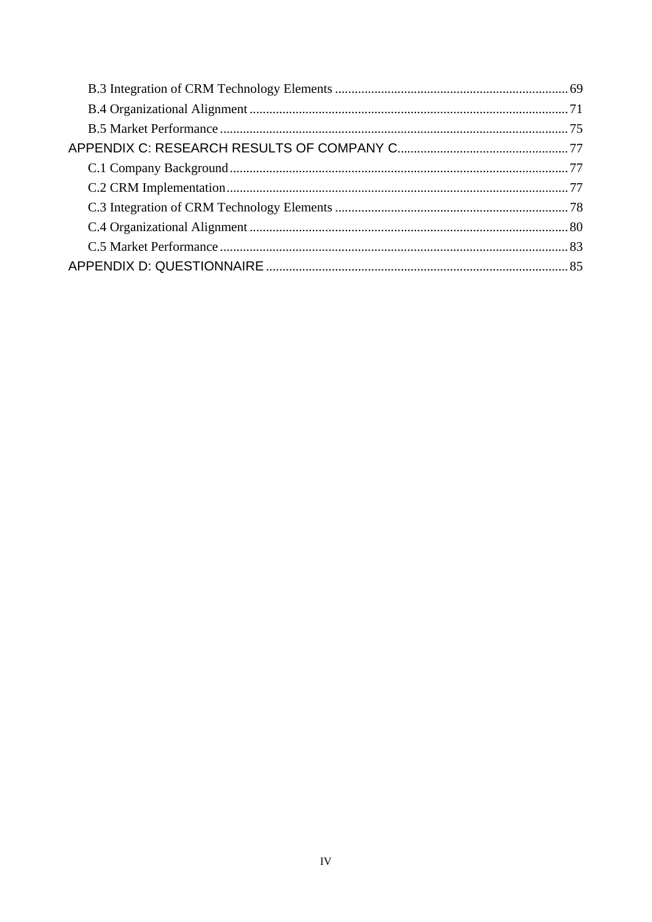B.3 Integration of CRM Technology Elements ........ 69
B.4 Organizational Alignment ........ 71
B.5 Market Performance ........ 75

APPENDIX C: RESEARCH RESULTS OF COMPANY C ........ 77

C.1 Company Background ........ 77
C.2 CRM Implementation ........ 77
C.3 Integration of CRM Technology Elements ........ 78
C.4 Organizational Alignment ........ 80
C.5 Market Performance ........ 83

APPENDIX D: QUESTIONNAIRE ........ 85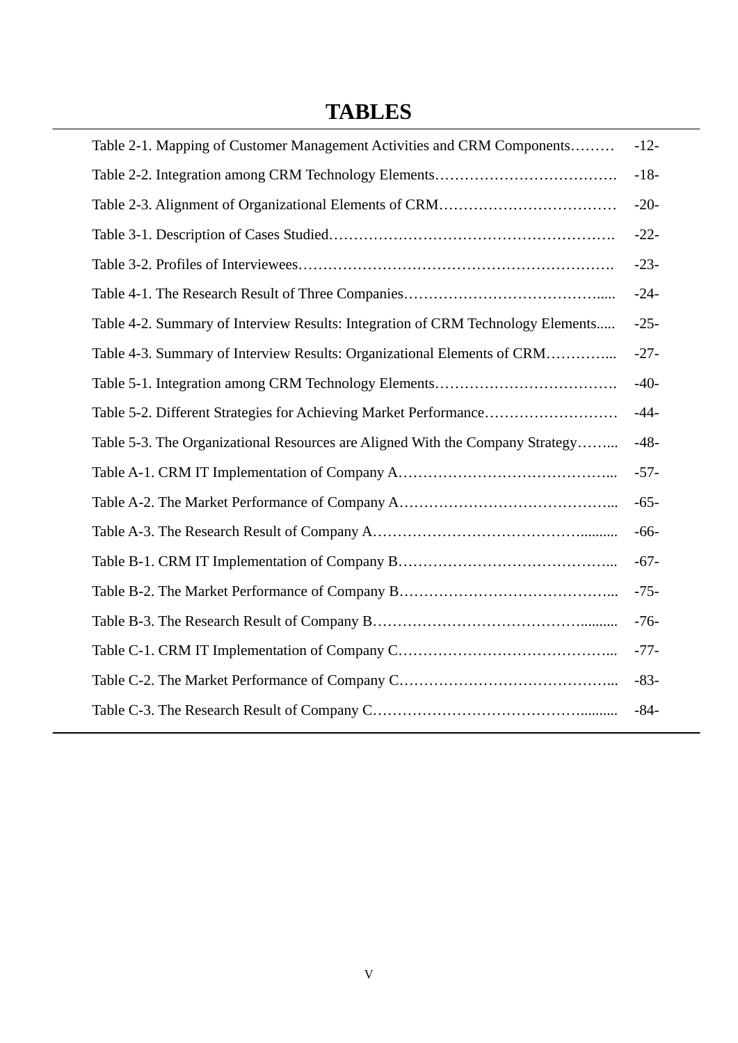# TABLES

| | |
|---|---|
| Table 2-1. Mapping of Customer Management Activities and CRM Components……… | -12- |
| Table 2-2. Integration among CRM Technology Elements………………………………. | -18- |
| Table 2-3. Alignment of Organizational Elements of CRM……………………………… | -20- |
| Table 3-1. Description of Cases Studied…………………………………………………. | -22- |
| Table 3-2. Profiles of Interviewees………………………………………………………. | -23- |
| Table 4-1. The Research Result of Three Companies…………………………………..... | -24- |
| Table 4-2. Summary of Interview Results: Integration of CRM Technology Elements..... | -25- |
| Table 4-3. Summary of Interview Results: Organizational Elements of CRM…………... | -27- |
| Table 5-1. Integration among CRM Technology Elements………………………………. | -40- |
| Table 5-2. Different Strategies for Achieving Market Performance……………………… | -44- |
| Table 5-3. The Organizational Resources are Aligned With the Company Strategy……... | -48- |
| Table A-1. CRM IT Implementation of Company A……………………………………... | -57- |
| Table A-2. The Market Performance of Company A……………………………………... | -65- |
| Table A-3. The Research Result of Company A…………………………………….......... | -66- |
| Table B-1. CRM IT Implementation of Company B……………………………………... | -67- |
| Table B-2. The Market Performance of Company B……………………………………... | -75- |
| Table B-3. The Research Result of Company B…………………………………….......... | -76- |
| Table C-1. CRM IT Implementation of Company C……………………………………... | -77- |
| Table C-2. The Market Performance of Company C……………………………………... | -83- |
| Table C-3. The Research Result of Company C…………………………………….......... | -84- |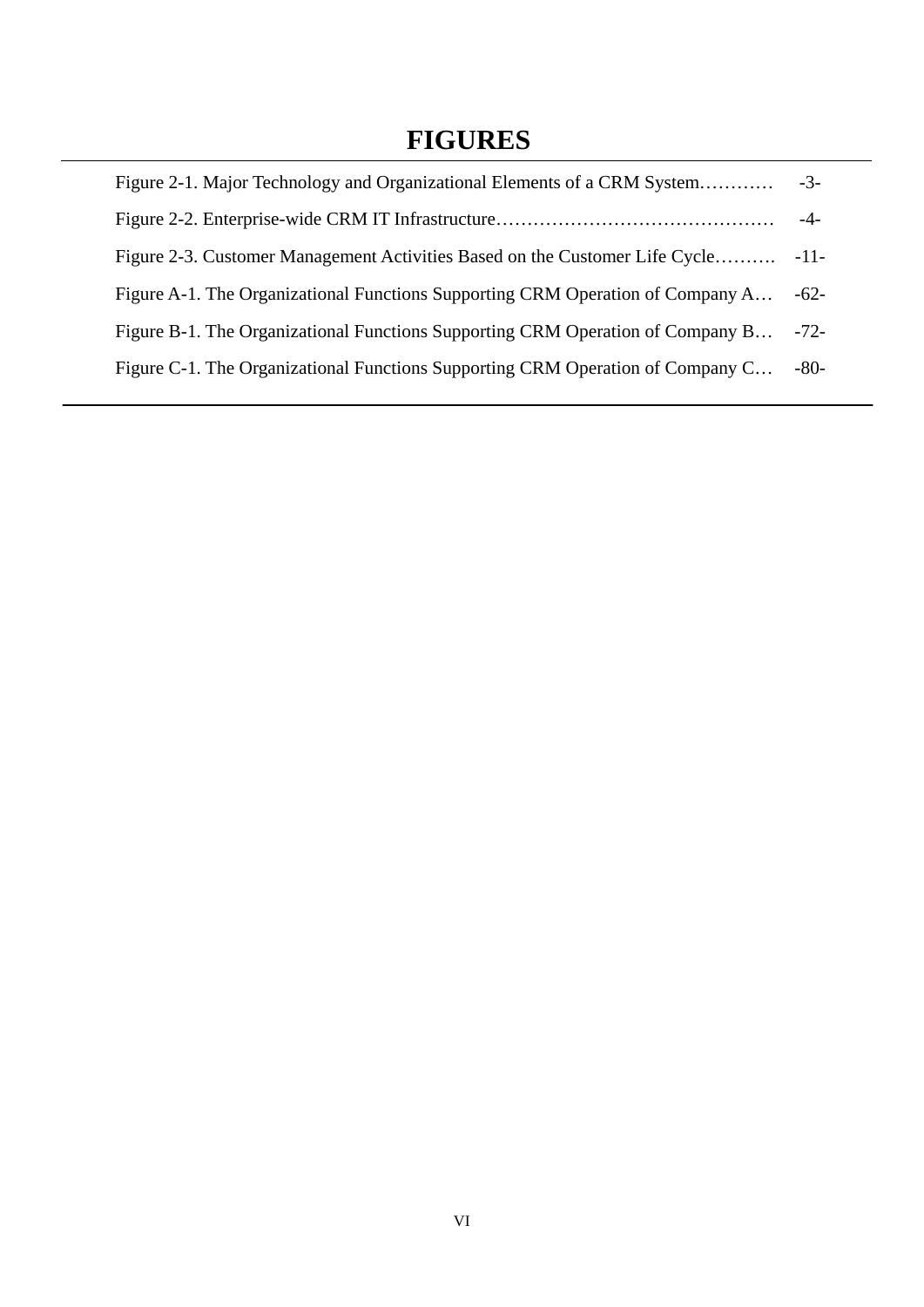# FIGURES

| | |
|---|---|
| Figure 2-1. Major Technology and Organizational Elements of a CRM System………… | -3- |
| Figure 2-2. Enterprise-wide CRM IT Infrastructure……………………………………… | -4- |
| Figure 2-3. Customer Management Activities Based on the Customer Life Cycle………. | -11- |
| Figure A-1. The Organizational Functions Supporting CRM Operation of Company A… | -62- |
| Figure B-1. The Organizational Functions Supporting CRM Operation of Company B… | -72- |
| Figure C-1. The Organizational Functions Supporting CRM Operation of Company C… | -80- |